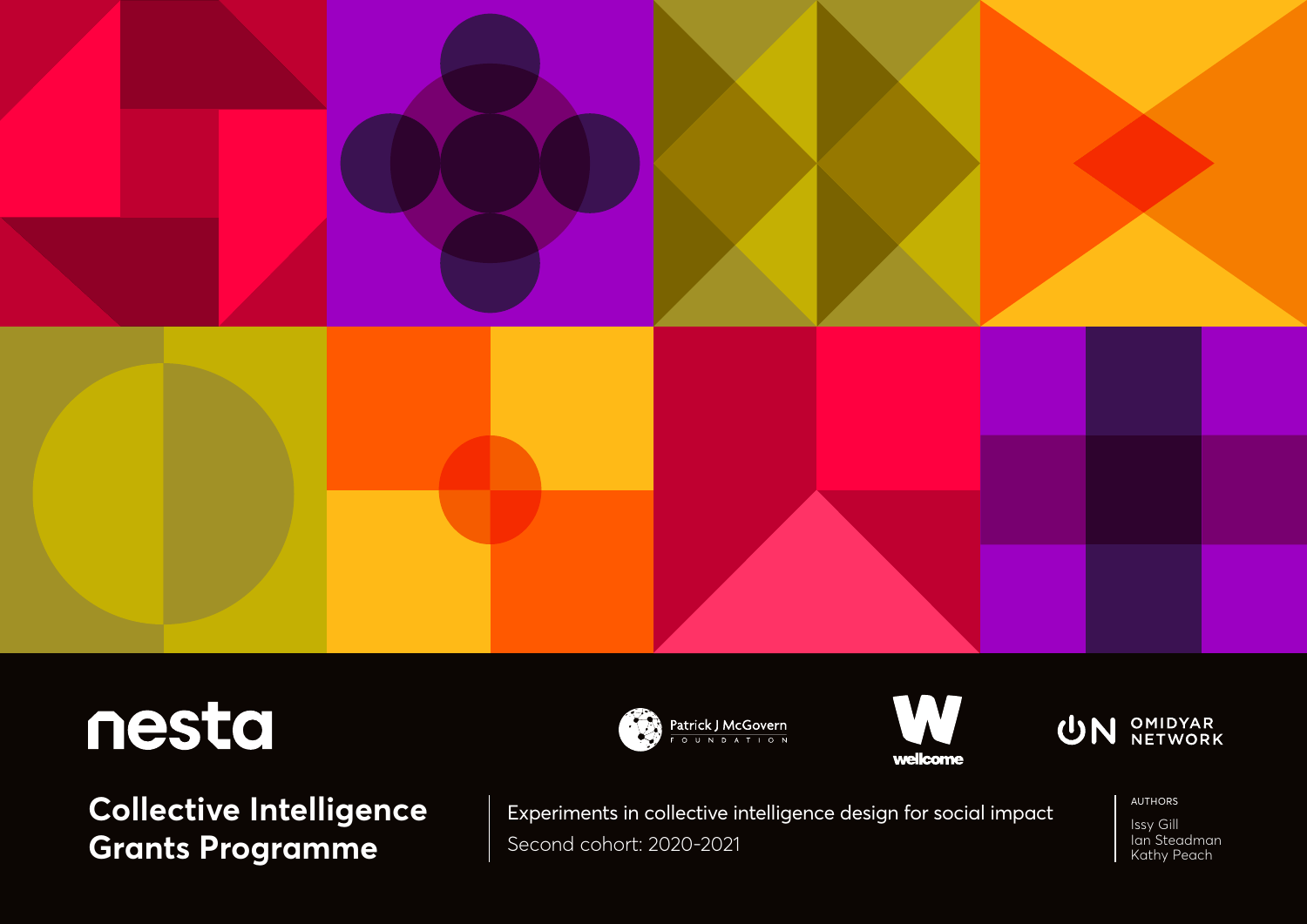nesta

Patrick J McGovern Foundation

wellcome

Omidyar Network

# Collective Intelligence Grants Programme

Experiments in collective intelligence design for social impact

Second cohort: 2020-2021

AUTHORS

Issy Gill
Ian Steadman
Kathy Peach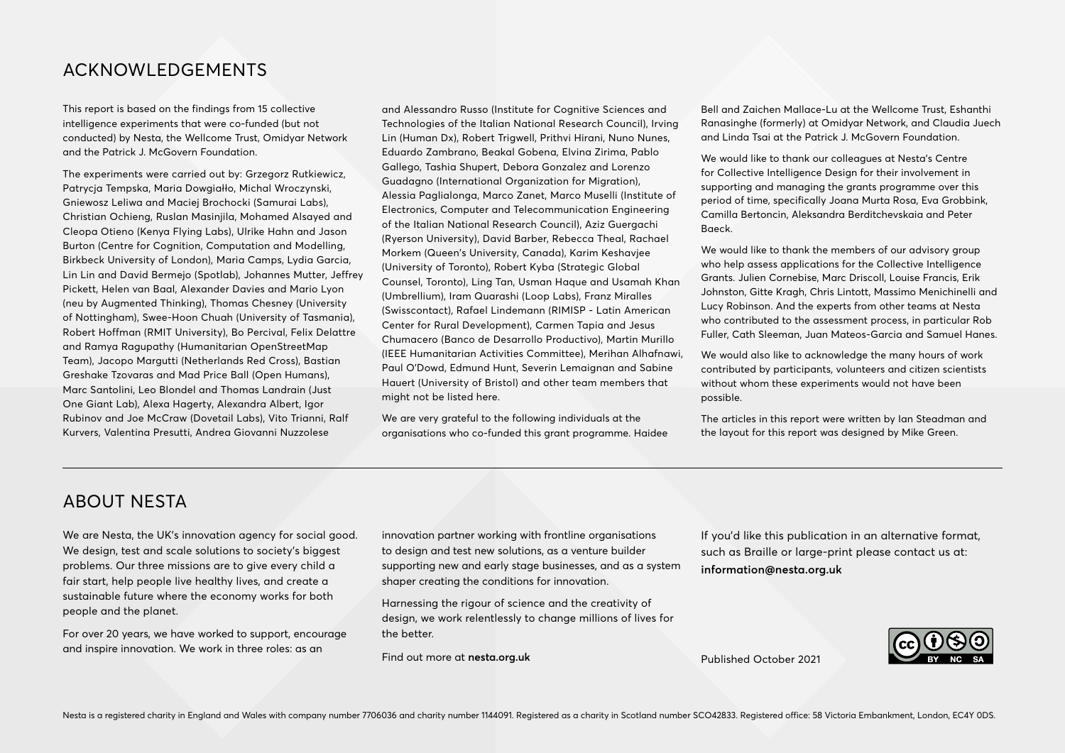## ACKNOWLEDGEMENTS

This report is based on the findings from 15 collective intelligence experiments that were co-funded (but not conducted) by Nesta, the Wellcome Trust, Omidyar Network and the Patrick J. McGovern Foundation.

The experiments were carried out by: Grzegorz Rutkiewicz, Patrycja Tempska, Maria Dowgiałło, Michal Wroczynski, Gniewosz Leliwa and Maciej Brochocki (Samurai Labs), Christian Ochieng, Ruslan Masinjila, Mohamed Alsayed and Cleopa Otieno (Kenya Flying Labs), Ulrike Hahn and Jason Burton (Centre for Cognition, Computation and Modelling, Birkbeck University of London), Maria Camps, Lydia Garcia, Lin Lin and David Bermejo (Spotlab), Johannes Mutter, Jeffrey Pickett, Helen van Baal, Alexander Davies and Mario Lyon (neu by Augmented Thinking), Thomas Chesney (University of Nottingham), Swee-Hoon Chuah (University of Tasmania), Robert Hoffman (RMIT University), Bo Percival, Felix Delattre and Ramya Ragupathy (Humanitarian OpenStreetMap Team), Jacopo Margutti (Netherlands Red Cross), Bastian Greshake Tzovaras and Mad Price Ball (Open Humans), Marc Santolini, Leo Blondel and Thomas Landrain (Just One Giant Lab), Alexa Hagerty, Alexandra Albert, Igor Rubinov and Joe McCraw (Dovetail Labs), Vito Trianni, Ralf Kurvers, Valentina Presutti, Andrea Giovanni Nuzzolese and Alessandro Russo (Institute for Cognitive Sciences and Technologies of the Italian National Research Council), Irving Lin (Human Dx), Robert Trigwell, Prithvi Hirani, Nuno Nunes, Eduardo Zambrano, Beakal Gobena, Elvina Zirima, Pablo Gallego, Tashia Shupert, Debora Gonzalez and Lorenzo Guadagno (International Organization for Migration), Alessia Paglialonga, Marco Zanet, Marco Muselli (Institute of Electronics, Computer and Telecommunication Engineering of the Italian National Research Council), Aziz Guergachi (Ryerson University), David Barber, Rebecca Theal, Rachael Morkem (Queen's University, Canada), Karim Keshavjee (University of Toronto), Robert Kyba (Strategic Global Counsel, Toronto), Ling Tan, Usman Haque and Usamah Khan (Umbrellium), Iram Quarashi (Loop Labs), Franz Miralles (Swisscontact), Rafael Lindemann (RIMISP - Latin American Center for Rural Development), Carmen Tapia and Jesus Chumacero (Banco de Desarrollo Productivo), Martin Murillo (IEEE Humanitarian Activities Committee), Merihan Alhafnawi, Paul O'Dowd, Edmund Hunt, Severin Lemaignan and Sabine Hauert (University of Bristol) and other team members that might not be listed here.

We are very grateful to the following individuals at the organisations who co-funded this grant programme. Haidee Bell and Zaichen Mallace-Lu at the Wellcome Trust, Eshanthi Ranasinghe (formerly) at Omidyar Network, and Claudia Juech and Linda Tsai at the Patrick J. McGovern Foundation.

We would like to thank our colleagues at Nesta's Centre for Collective Intelligence Design for their involvement in supporting and managing the grants programme over this period of time, specifically Joana Murta Rosa, Eva Grobbink, Camilla Bertoncin, Aleksandra Berditchevskaia and Peter Baeck.

We would like to thank the members of our advisory group who help assess applications for the Collective Intelligence Grants. Julien Cornebise, Marc Driscoll, Louise Francis, Erik Johnston, Gitte Kragh, Chris Lintott, Massimo Menichinelli and Lucy Robinson. And the experts from other teams at Nesta who contributed to the assessment process, in particular Rob Fuller, Cath Sleeman, Juan Mateos-Garcia and Samuel Hanes.

We would also like to acknowledge the many hours of work contributed by participants, volunteers and citizen scientists without whom these experiments would not have been possible.

The articles in this report were written by Ian Steadman and the layout for this report was designed by Mike Green.

## ABOUT NESTA

We are Nesta, the UK's innovation agency for social good. We design, test and scale solutions to society's biggest problems. Our three missions are to give every child a fair start, help people live healthy lives, and create a sustainable future where the economy works for both people and the planet.

For over 20 years, we have worked to support, encourage and inspire innovation. We work in three roles: as an innovation partner working with frontline organisations to design and test new solutions, as a venture builder supporting new and early stage businesses, and as a system shaper creating the conditions for innovation.

Harnessing the rigour of science and the creativity of design, we work relentlessly to change millions of lives for the better.

Find out more at **nesta.org.uk**

If you'd like this publication in an alternative format, such as Braille or large-print please contact us at: **information@nesta.org.uk**

Published October 2021

Nesta is a registered charity in England and Wales with company number 7706036 and charity number 1144091. Registered as a charity in Scotland number SCO42833. Registered office: 58 Victoria Embankment, London, EC4Y 0DS.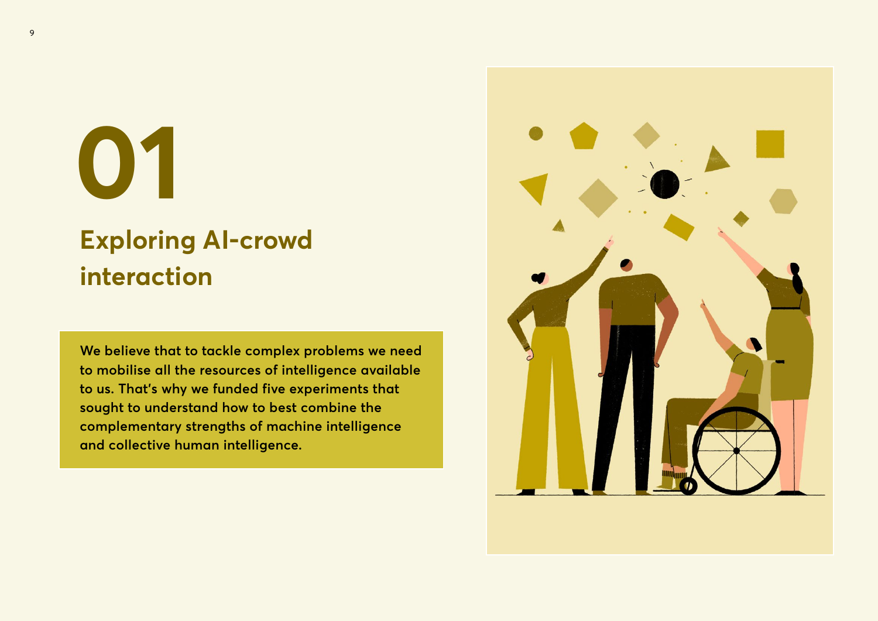# 01

## Exploring AI-crowd interaction

**We believe that to tackle complex problems we need to mobilise all the resources of intelligence available to us. That's why we funded five experiments that sought to understand how to best combine the complementary strengths of machine intelligence and collective human intelligence.**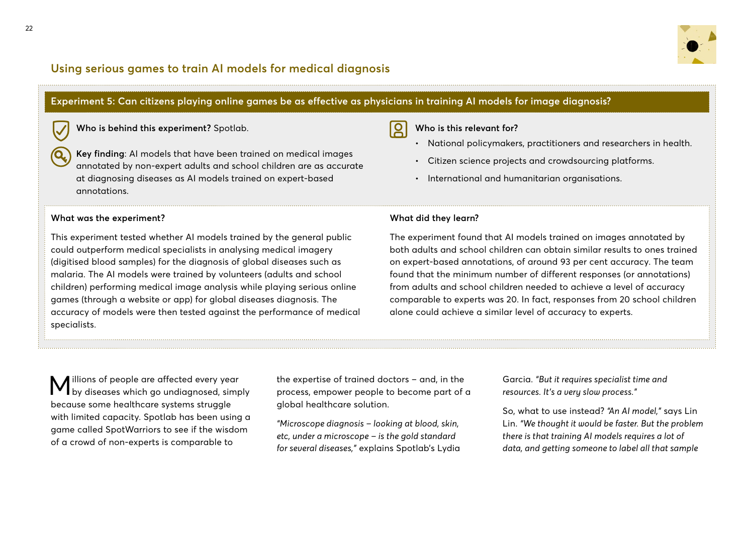## Using serious games to train AI models for medical diagnosis

### Experiment 5: Can citizens playing online games be as effective as physicians in training AI models for image diagnosis?

**Who is behind this experiment?** Spotlab.

**Key finding**: AI models that have been trained on medical images annotated by non-expert adults and school children are as accurate at diagnosing diseases as AI models trained on expert-based annotations.

**Who is this relevant for?**

- National policymakers, practitioners and researchers in health.
- Citizen science projects and crowdsourcing platforms.
- International and humanitarian organisations.

**What was the experiment?**

This experiment tested whether AI models trained by the general public could outperform medical specialists in analysing medical imagery (digitised blood samples) for the diagnosis of global diseases such as malaria. The AI models were trained by volunteers (adults and school children) performing medical image analysis while playing serious online games (through a website or app) for global diseases diagnosis. The accuracy of models were then tested against the performance of medical specialists.

**What did they learn?**

The experiment found that AI models trained on images annotated by both adults and school children can obtain similar results to ones trained on expert-based annotations, of around 93 per cent accuracy. The team found that the minimum number of different responses (or annotations) from adults and school children needed to achieve a level of accuracy comparable to experts was 20. In fact, responses from 20 school children alone could achieve a similar level of accuracy to experts.

Millions of people are affected every year by diseases which go undiagnosed, simply because some healthcare systems struggle with limited capacity. Spotlab has been using a game called SpotWarriors to see if the wisdom of a crowd of non-experts is comparable to the expertise of trained doctors – and, in the process, empower people to become part of a global healthcare solution.

*"Microscope diagnosis – looking at blood, skin, etc, under a microscope – is the gold standard for several diseases,"* explains Spotlab's Lydia Garcia. *"But it requires specialist time and resources. It's a very slow process."*

So, what to use instead? *"An AI model,"* says Lin Lin. *"We thought it would be faster. But the problem there is that training AI models requires a lot of data, and getting someone to label all that sample*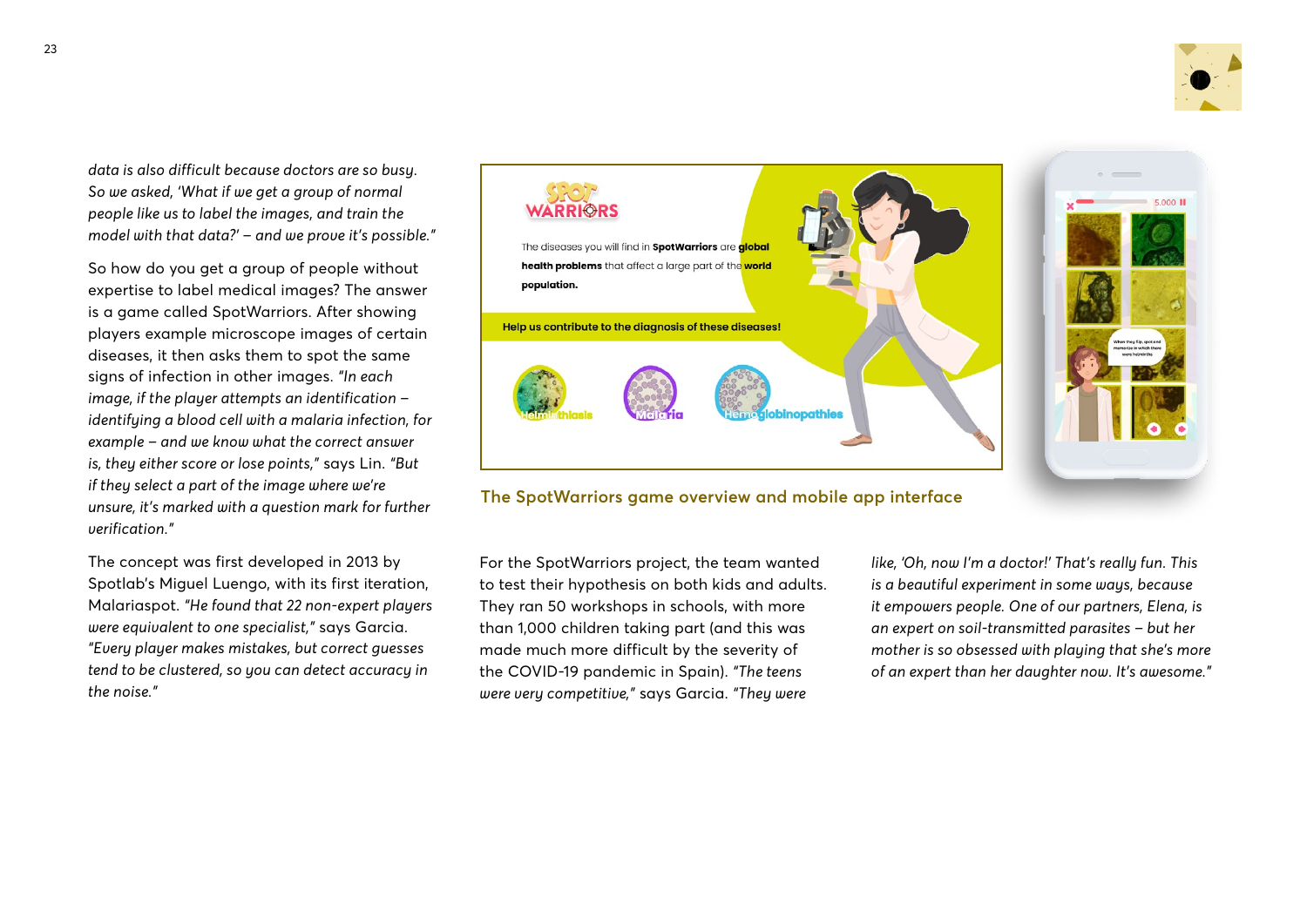*data is also difficult because doctors are so busy. So we asked, 'What if we get a group of normal people like us to label the images, and train the model with that data?' – and we prove it's possible."*

So how do you get a group of people without expertise to label medical images? The answer is a game called SpotWarriors. After showing players example microscope images of certain diseases, it then asks them to spot the same signs of infection in other images. *"In each image, if the player attempts an identification – identifying a blood cell with a malaria infection, for example – and we know what the correct answer is, they either score or lose points,"* says Lin. *"But if they select a part of the image where we're unsure, it's marked with a question mark for further verification."*

The concept was first developed in 2013 by Spotlab's Miguel Luengo, with its first iteration, Malariaspot. *"He found that 22 non-expert players were equivalent to one specialist,"* says Garcia. *"Every player makes mistakes, but correct guesses tend to be clustered, so you can detect accuracy in the noise."*

The SpotWarriors game overview and mobile app interface

For the SpotWarriors project, the team wanted to test their hypothesis on both kids and adults. They ran 50 workshops in schools, with more than 1,000 children taking part (and this was made much more difficult by the severity of the COVID-19 pandemic in Spain). *"The teens were very competitive,"* says Garcia. *"They were like, 'Oh, now I'm a doctor!' That's really fun. This is a beautiful experiment in some ways, because it empowers people. One of our partners, Elena, is an expert on soil-transmitted parasites – but her mother is so obsessed with playing that she's more of an expert than her daughter now. It's awesome."*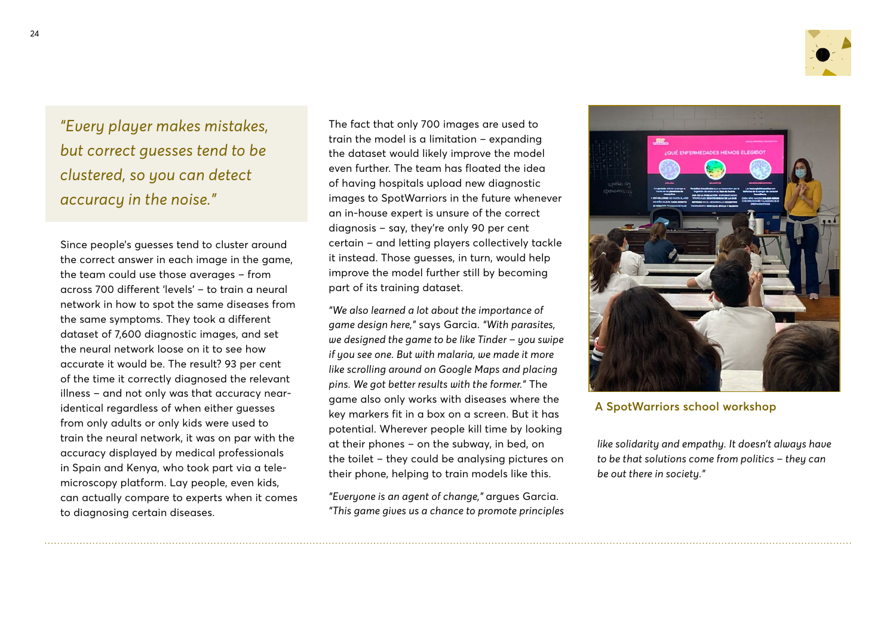> *"Every player makes mistakes, but correct guesses tend to be clustered, so you can detect accuracy in the noise."*

Since people's guesses tend to cluster around the correct answer in each image in the game, the team could use those averages – from across 700 different 'levels' – to train a neural network in how to spot the same diseases from the same symptoms. They took a different dataset of 7,600 diagnostic images, and set the neural network loose on it to see how accurate it would be. The result? 93 per cent of the time it correctly diagnosed the relevant illness – and not only was that accuracy near-identical regardless of when either guesses from only adults or only kids were used to train the neural network, it was on par with the accuracy displayed by medical professionals in Spain and Kenya, who took part via a tele-microscopy platform. Lay people, even kids, can actually compare to experts when it comes to diagnosing certain diseases.

The fact that only 700 images are used to train the model is a limitation – expanding the dataset would likely improve the model even further. The team has floated the idea of having hospitals upload new diagnostic images to SpotWarriors in the future whenever an in-house expert is unsure of the correct diagnosis – say, they're only 90 per cent certain – and letting players collectively tackle it instead. Those guesses, in turn, would help improve the model further still by becoming part of its training dataset.

*"We also learned a lot about the importance of game design here,"* says Garcia. *"With parasites, we designed the game to be like Tinder – you swipe if you see one. But with malaria, we made it more like scrolling around on Google Maps and placing pins. We got better results with the former."* The game also only works with diseases where the key markers fit in a box on a screen. But it has potential. Wherever people kill time by looking at their phones – on the subway, in bed, on the toilet – they could be analysing pictures on their phone, helping to train models like this.

*"Everyone is an agent of change,"* argues Garcia. *"This game gives us a chance to promote principles like solidarity and empathy. It doesn't always have to be that solutions come from politics – they can be out there in society."*

A SpotWarriors school workshop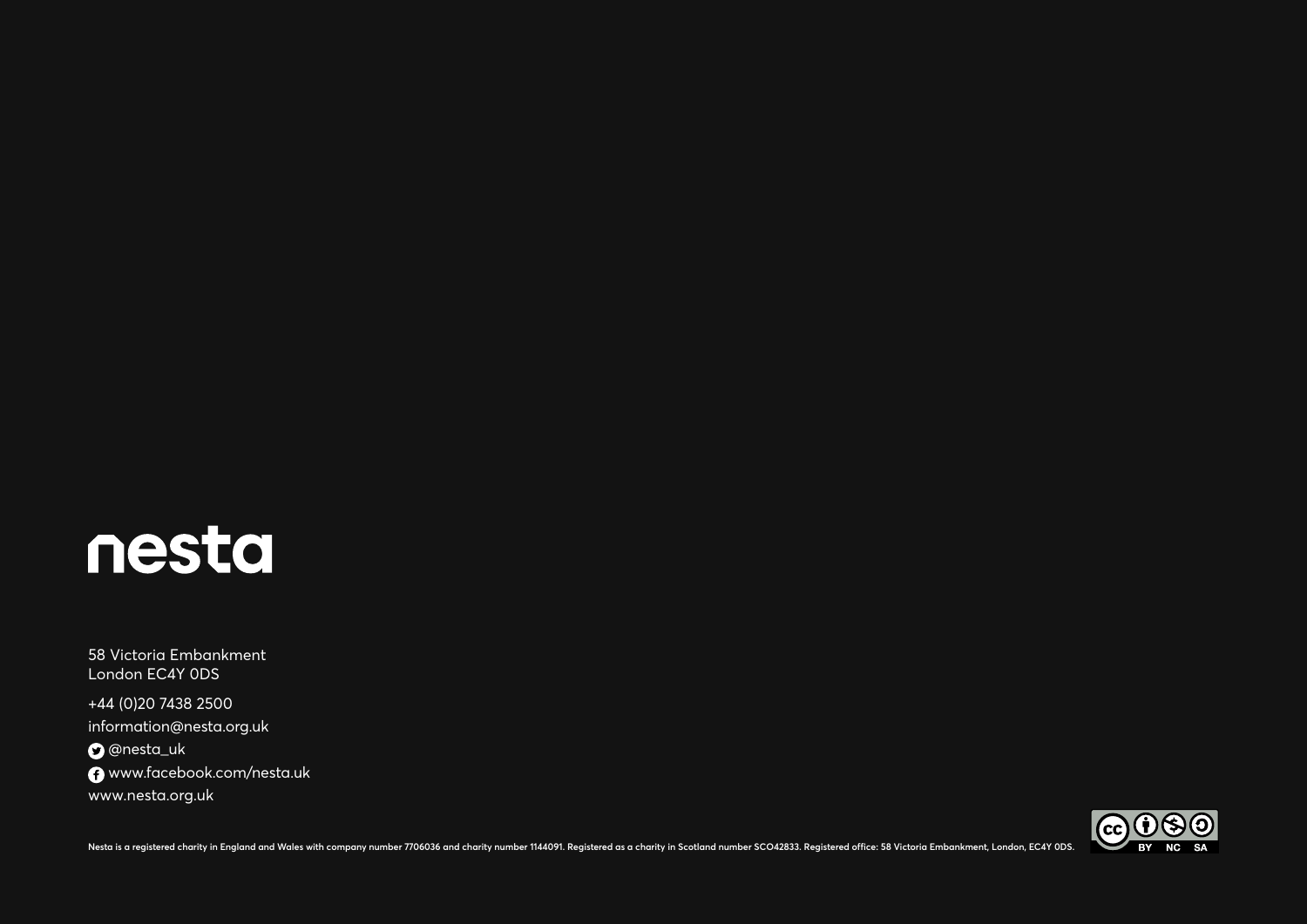nesta

58 Victoria Embankment
London EC4Y 0DS

+44 (0)20 7438 2500

information@nesta.org.uk

@nesta_uk

www.facebook.com/nesta.uk

www.nesta.org.uk

Nesta is a registered charity in England and Wales with company number 7706036 and charity number 1144091. Registered as a charity in Scotland number SCO42833. Registered office: 58 Victoria Embankment, London, EC4Y 0DS.

BY NC SA